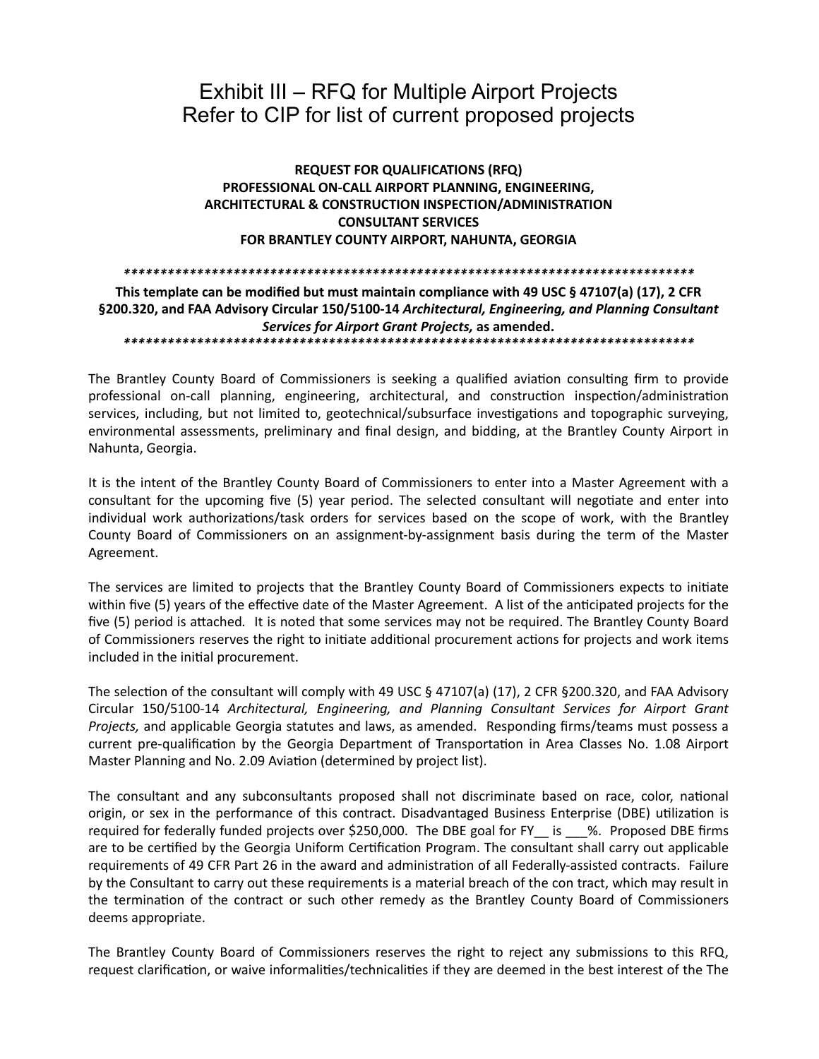# Exhibit III – RFQ for Multiple Airport Projects
# Refer to CIP for list of current proposed projects

**REQUEST FOR QUALIFICATIONS (RFQ)**
**PROFESSIONAL ON-CALL AIRPORT PLANNING, ENGINEERING, ARCHITECTURAL & CONSTRUCTION INSPECTION/ADMINISTRATION CONSULTANT SERVICES**
**FOR BRANTLEY COUNTY AIRPORT, NAHUNTA, GEORGIA**

**********************************************************************************

**This template can be modified but must maintain compliance with 49 USC § 47107(a) (17), 2 CFR §200.320, and FAA Advisory Circular 150/5100-14 *Architectural, Engineering, and Planning Consultant Services for Airport Grant Projects,* as amended.**

**********************************************************************************

The Brantley County Board of Commissioners is seeking a qualified aviation consulting firm to provide professional on-call planning, engineering, architectural, and construction inspection/administration services, including, but not limited to, geotechnical/subsurface investigations and topographic surveying, environmental assessments, preliminary and final design, and bidding, at the Brantley County Airport in Nahunta, Georgia.

It is the intent of the Brantley County Board of Commissioners to enter into a Master Agreement with a consultant for the upcoming five (5) year period. The selected consultant will negotiate and enter into individual work authorizations/task orders for services based on the scope of work, with the Brantley County Board of Commissioners on an assignment-by-assignment basis during the term of the Master Agreement.

The services are limited to projects that the Brantley County Board of Commissioners expects to initiate within five (5) years of the effective date of the Master Agreement. A list of the anticipated projects for the five (5) period is attached*.* It is noted that some services may not be required. The Brantley County Board of Commissioners reserves the right to initiate additional procurement actions for projects and work items included in the initial procurement.

The selection of the consultant will comply with 49 USC § 47107(a) (17), 2 CFR §200.320, and FAA Advisory Circular 150/5100-14 *Architectural, Engineering, and Planning Consultant Services for Airport Grant Projects,* and applicable Georgia statutes and laws, as amended. Responding firms/teams must possess a current pre-qualification by the Georgia Department of Transportation in Area Classes No. 1.08 Airport Master Planning and No. 2.09 Aviation (determined by project list).

The consultant and any subconsultants proposed shall not discriminate based on race, color, national origin, or sex in the performance of this contract. Disadvantaged Business Enterprise (DBE) utilization is required for federally funded projects over $250,000. The DBE goal for FY__ is ___%. Proposed DBE firms are to be certified by the Georgia Uniform Certification Program. The consultant shall carry out applicable requirements of 49 CFR Part 26 in the award and administration of all Federally-assisted contracts. Failure by the Consultant to carry out these requirements is a material breach of the con tract, which may result in the termination of the contract or such other remedy as the Brantley County Board of Commissioners deems appropriate.

The Brantley County Board of Commissioners reserves the right to reject any submissions to this RFQ, request clarification, or waive informalities/technicalities if they are deemed in the best interest of the The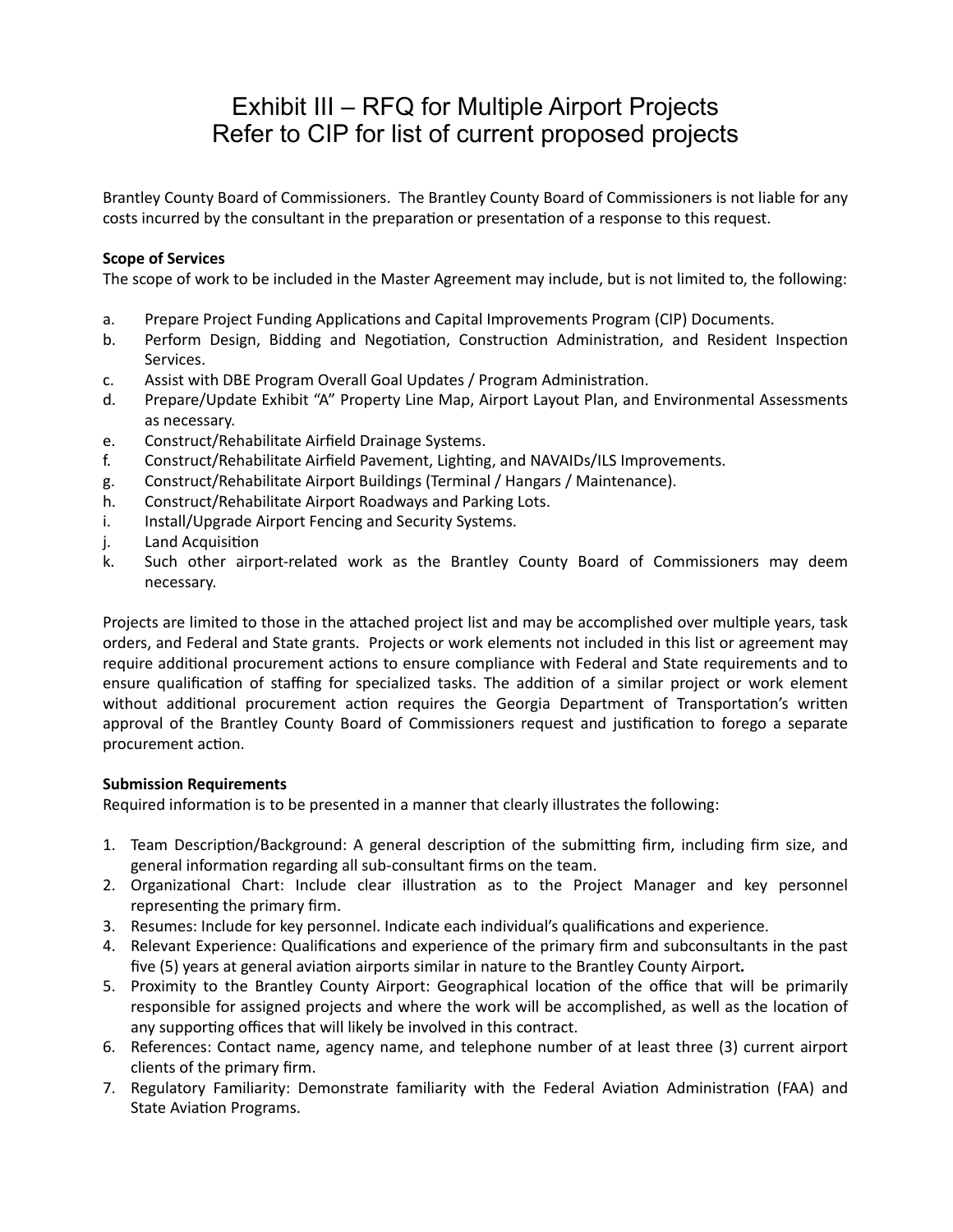# Exhibit III – RFQ for Multiple Airport Projects
# Refer to CIP for list of current proposed projects

Brantley County Board of Commissioners. The Brantley County Board of Commissioners is not liable for any costs incurred by the consultant in the preparation or presentation of a response to this request.

**Scope of Services**

The scope of work to be included in the Master Agreement may include, but is not limited to, the following:

a. Prepare Project Funding Applications and Capital Improvements Program (CIP) Documents.
b. Perform Design, Bidding and Negotiation, Construction Administration, and Resident Inspection Services.
c. Assist with DBE Program Overall Goal Updates / Program Administration.
d. Prepare/Update Exhibit "A" Property Line Map, Airport Layout Plan, and Environmental Assessments as necessary.
e. Construct/Rehabilitate Airfield Drainage Systems.
f. Construct/Rehabilitate Airfield Pavement, Lighting, and NAVAIDs/ILS Improvements.
g. Construct/Rehabilitate Airport Buildings (Terminal / Hangars / Maintenance).
h. Construct/Rehabilitate Airport Roadways and Parking Lots.
i. Install/Upgrade Airport Fencing and Security Systems.
j. Land Acquisition
k. Such other airport-related work as the Brantley County Board of Commissioners may deem necessary.

Projects are limited to those in the attached project list and may be accomplished over multiple years, task orders, and Federal and State grants. Projects or work elements not included in this list or agreement may require additional procurement actions to ensure compliance with Federal and State requirements and to ensure qualification of staffing for specialized tasks. The addition of a similar project or work element without additional procurement action requires the Georgia Department of Transportation's written approval of the Brantley County Board of Commissioners request and justification to forego a separate procurement action.

**Submission Requirements**

Required information is to be presented in a manner that clearly illustrates the following:

1. Team Description/Background: A general description of the submitting firm, including firm size, and general information regarding all sub-consultant firms on the team.
2. Organizational Chart: Include clear illustration as to the Project Manager and key personnel representing the primary firm.
3. Resumes: Include for key personnel. Indicate each individual's qualifications and experience.
4. Relevant Experience: Qualifications and experience of the primary firm and subconsultants in the past five (5) years at general aviation airports similar in nature to the Brantley County Airport*.*
5. Proximity to the Brantley County Airport: Geographical location of the office that will be primarily responsible for assigned projects and where the work will be accomplished, as well as the location of any supporting offices that will likely be involved in this contract.
6. References: Contact name, agency name, and telephone number of at least three (3) current airport clients of the primary firm.
7. Regulatory Familiarity: Demonstrate familiarity with the Federal Aviation Administration (FAA) and State Aviation Programs.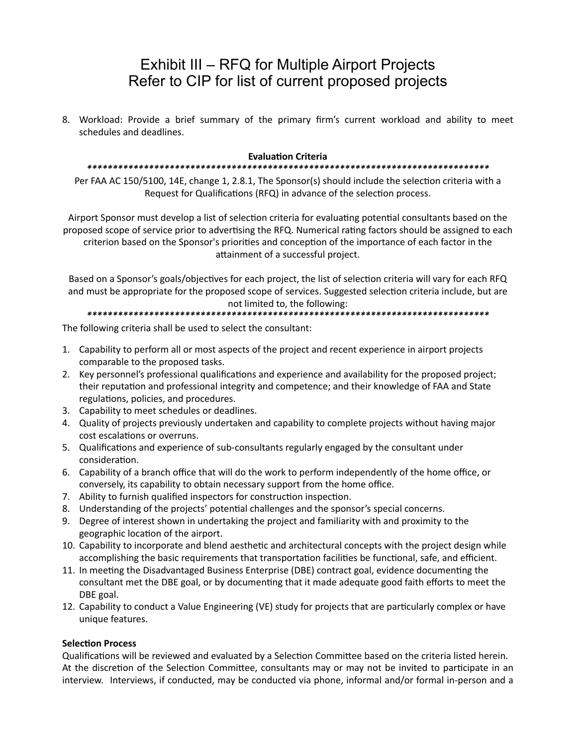# Exhibit III – RFQ for Multiple Airport Projects
# Refer to CIP for list of current proposed projects

8. Workload: Provide a brief summary of the primary firm's current workload and ability to meet schedules and deadlines.

**Evaluation Criteria**

**********************************************************************************

Per FAA AC 150/5100, 14E, change 1, 2.8.1, The Sponsor(s) should include the selection criteria with a Request for Qualifications (RFQ) in advance of the selection process.

Airport Sponsor must develop a list of selection criteria for evaluating potential consultants based on the proposed scope of service prior to advertising the RFQ. Numerical rating factors should be assigned to each criterion based on the Sponsor's priorities and conception of the importance of each factor in the attainment of a successful project.

Based on a Sponsor's goals/objectives for each project, the list of selection criteria will vary for each RFQ and must be appropriate for the proposed scope of services. Suggested selection criteria include, but are not limited to, the following:

**********************************************************************************

The following criteria shall be used to select the consultant:

1. Capability to perform all or most aspects of the project and recent experience in airport projects comparable to the proposed tasks.
2. Key personnel's professional qualifications and experience and availability for the proposed project; their reputation and professional integrity and competence; and their knowledge of FAA and State regulations, policies, and procedures.
3. Capability to meet schedules or deadlines.
4. Quality of projects previously undertaken and capability to complete projects without having major cost escalations or overruns.
5. Qualifications and experience of sub-consultants regularly engaged by the consultant under consideration.
6. Capability of a branch office that will do the work to perform independently of the home office, or conversely, its capability to obtain necessary support from the home office.
7. Ability to furnish qualified inspectors for construction inspection.
8. Understanding of the projects' potential challenges and the sponsor's special concerns.
9. Degree of interest shown in undertaking the project and familiarity with and proximity to the geographic location of the airport.
10. Capability to incorporate and blend aesthetic and architectural concepts with the project design while accomplishing the basic requirements that transportation facilities be functional, safe, and efficient.
11. In meeting the Disadvantaged Business Enterprise (DBE) contract goal, evidence documenting the consultant met the DBE goal, or by documenting that it made adequate good faith efforts to meet the DBE goal.
12. Capability to conduct a Value Engineering (VE) study for projects that are particularly complex or have unique features.

**Selection Process**

Qualifications will be reviewed and evaluated by a Selection Committee based on the criteria listed herein. At the discretion of the Selection Committee, consultants may or may not be invited to participate in an interview. Interviews, if conducted, may be conducted via phone, informal and/or formal in-person and a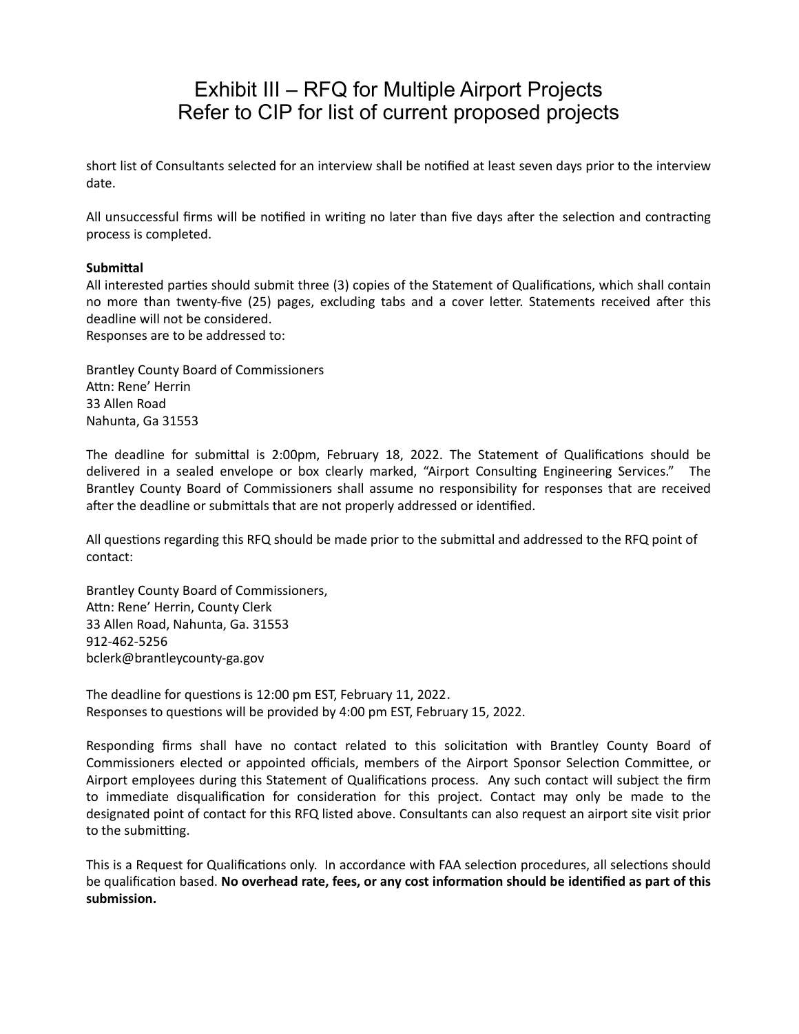# Exhibit III – RFQ for Multiple Airport Projects
# Refer to CIP for list of current proposed projects

short list of Consultants selected for an interview shall be notified at least seven days prior to the interview date.

All unsuccessful firms will be notified in writing no later than five days after the selection and contracting process is completed.

**Submittal**

All interested parties should submit three (3) copies of the Statement of Qualifications, which shall contain no more than twenty-five (25) pages, excluding tabs and a cover letter. Statements received after this deadline will not be considered.
Responses are to be addressed to:

Brantley County Board of Commissioners
Attn: Rene' Herrin
33 Allen Road
Nahunta, Ga 31553

The deadline for submittal is 2:00pm, February 18, 2022. The Statement of Qualifications should be delivered in a sealed envelope or box clearly marked, "Airport Consulting Engineering Services." The Brantley County Board of Commissioners shall assume no responsibility for responses that are received after the deadline or submittals that are not properly addressed or identified.

All questions regarding this RFQ should be made prior to the submittal and addressed to the RFQ point of contact:

Brantley County Board of Commissioners,
Attn: Rene' Herrin, County Clerk
33 Allen Road, Nahunta, Ga. 31553
912-462-5256
bclerk@brantleycounty-ga.gov

The deadline for questions is 12:00 pm EST, February 11, 2022.
Responses to questions will be provided by 4:00 pm EST, February 15, 2022.

Responding firms shall have no contact related to this solicitation with Brantley County Board of Commissioners elected or appointed officials, members of the Airport Sponsor Selection Committee, or Airport employees during this Statement of Qualifications process. Any such contact will subject the firm to immediate disqualification for consideration for this project. Contact may only be made to the designated point of contact for this RFQ listed above. Consultants can also request an airport site visit prior to the submitting.

This is a Request for Qualifications only. In accordance with FAA selection procedures, all selections should be qualification based. **No overhead rate, fees, or any cost information should be identified as part of this submission.**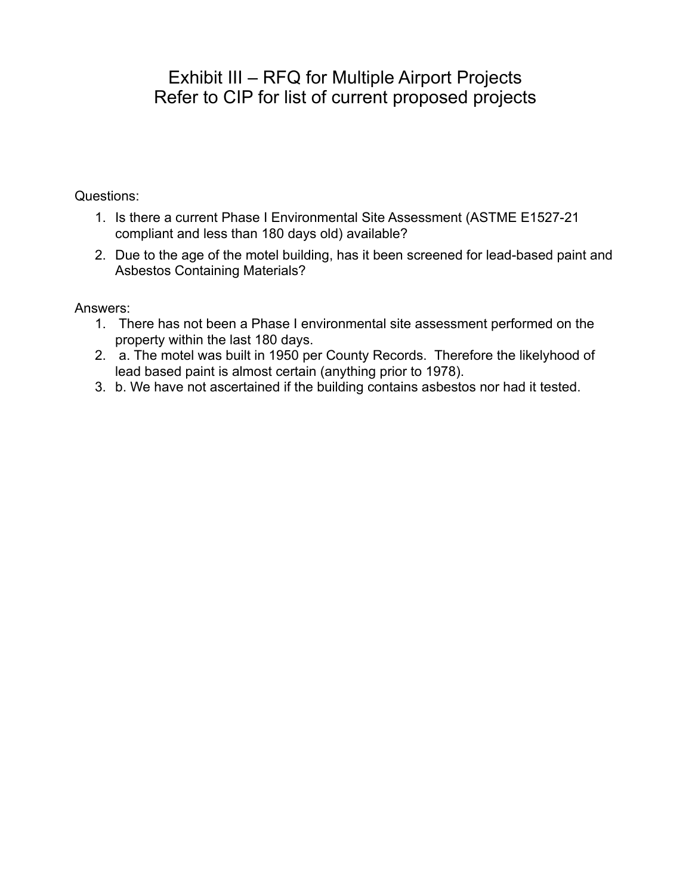# Exhibit III – RFQ for Multiple Airport Projects
## Refer to CIP for list of current proposed projects

Questions:

1. Is there a current Phase I Environmental Site Assessment (ASTME E1527-21 compliant and less than 180 days old) available?
2. Due to the age of the motel building, has it been screened for lead-based paint and Asbestos Containing Materials?

Answers:

1. There has not been a Phase I environmental site assessment performed on the property within the last 180 days.
2. a. The motel was built in 1950 per County Records. Therefore the likelyhood of lead based paint is almost certain (anything prior to 1978).
3. b. We have not ascertained if the building contains asbestos nor had it tested.